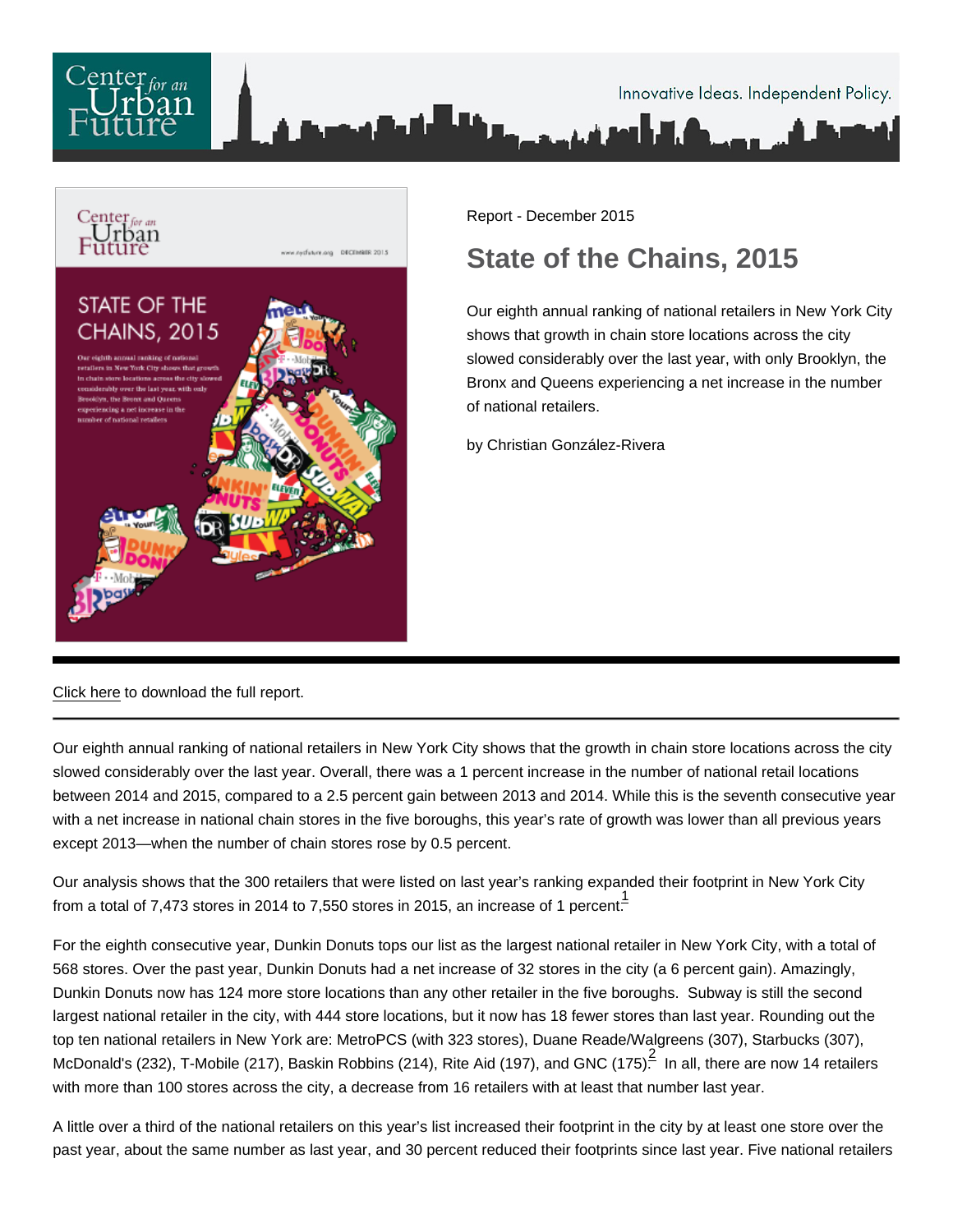Report - December 2015

# State of the Chains, 2015

Our eighth annual ranking of national retailers in New York City shows that growth in chain store locations across the city slowed considerably over the last year, with only Brooklyn, the Bronx and Queens experiencing a net increase in the number of national retailers.

by Christian González-Rivera

Click here to download the full report.

---

Our eighth annual ranking of national retailers in New York City shows that the growth in chain store locations across the city slowed considerably over the last year. Overall, there was a 1 percent increase in the number of national retail locations between 2014 and 2015, compared to a 2.5 percent gain between 2013 and 2014. While this is the seventh consecutive year with a net increase in national chain stores in the five boroughs, this year's rate of growth was lower than all previous years except 2013—when the number of chain stores rose by 0.5 percent.

Our analysis shows that the 300 retailers that were listed on last year's ranking expanded their footprint in New York City from a total of 7,473 stores in 2014 to 7,550 stores in 2015, an increase of 1 percent.[1]

For the eighth consecutive year, Dunkin Donuts tops our list as the largest national retailer in New York City, with a total of 568 stores. Over the past year, Dunkin Donuts had a net increase of 32 stores in the city (a 6 percent gain). Amazingly, Dunkin Donuts now has 124 more store locations than any other retailer in the five boroughs. Subway is still the second largest national retailer in the city, with 444 store locations, but it now has 18 fewer stores than last year. Rounding out the top ten national retailers in New York are: MetroPCS (with 323 stores), Duane Reade/Walgreens (307), Starbucks (307), McDonald's (232), T-Mobile (217), Baskin Robbins (214), Rite Aid (197), and GNC (175).[2] In all, there are now 14 retailers with more than 100 stores across the city, a decrease from 16 retailers with at least that number last year.

A little over a third of the national retailers on this year's list increased their footprint in the city by at least one store over the past year, about the same number as last year, and 30 percent reduced their footprints since last year. Five national retailers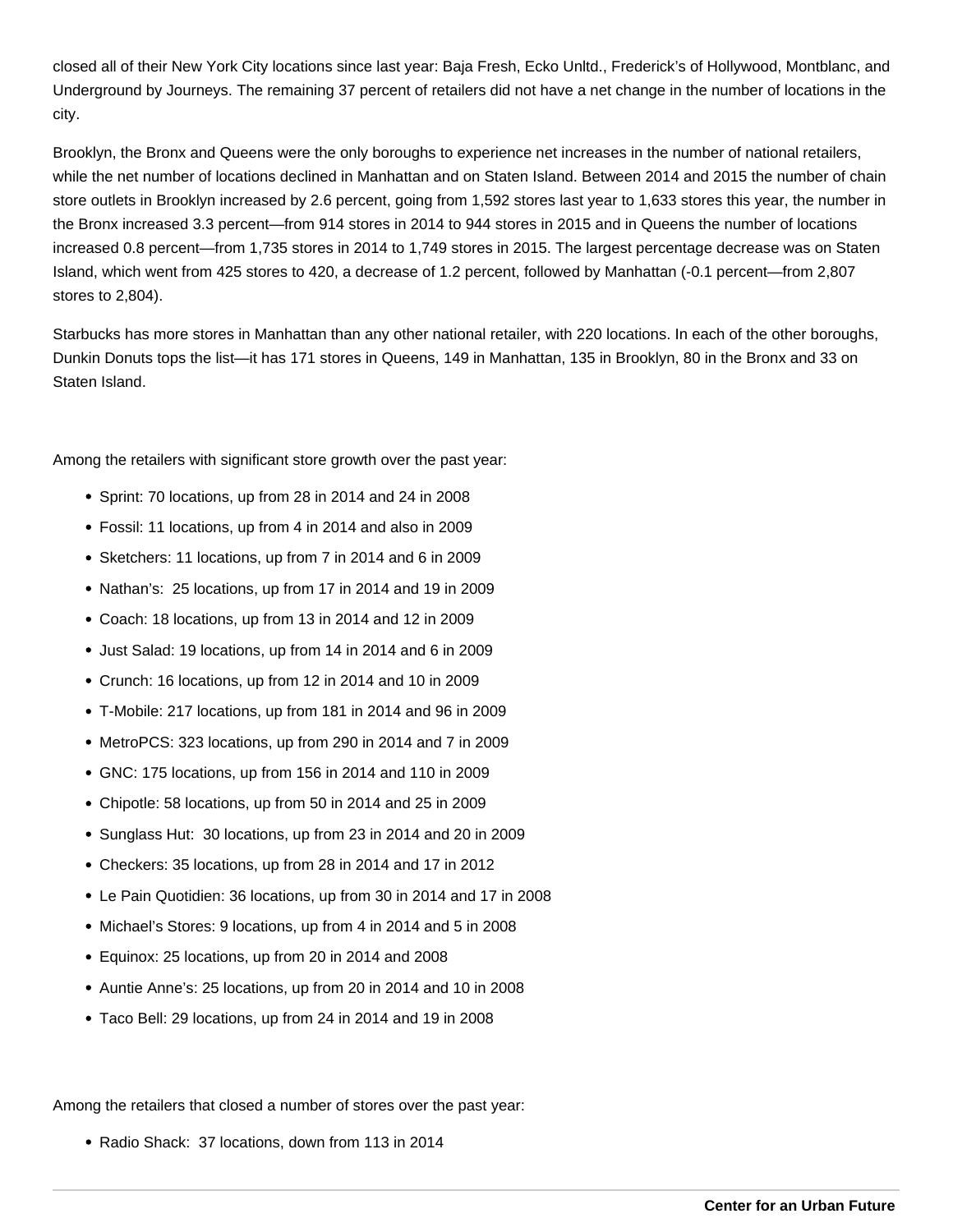closed all of their New York City locations since last year: Baja Fresh, Ecko Unltd., Frederick's of Hollywood, Montblanc, and Underground by Journeys. The remaining 37 percent of retailers did not have a net change in the number of locations in the city.

Brooklyn, the Bronx and Queens were the only boroughs to experience net increases in the number of national retailers, while the net number of locations declined in Manhattan and on Staten Island. Between 2014 and 2015 the number of chain store outlets in Brooklyn increased by 2.6 percent, going from 1,592 stores last year to 1,633 stores this year, the number in the Bronx increased 3.3 percent—from 914 stores in 2014 to 944 stores in 2015 and in Queens the number of locations increased 0.8 percent—from 1,735 stores in 2014 to 1,749 stores in 2015. The largest percentage decrease was on Staten Island, which went from 425 stores to 420, a decrease of 1.2 percent, followed by Manhattan (-0.1 percent—from 2,807 stores to 2,804).

Starbucks has more stores in Manhattan than any other national retailer, with 220 locations. In each of the other boroughs, Dunkin Donuts tops the list—it has 171 stores in Queens, 149 in Manhattan, 135 in Brooklyn, 80 in the Bronx and 33 on Staten Island.

Among the retailers with significant store growth over the past year:

- Sprint: 70 locations, up from 28 in 2014 and 24 in 2008
- Fossil: 11 locations, up from 4 in 2014 and also in 2009
- Sketchers: 11 locations, up from 7 in 2014 and 6 in 2009
- Nathan's: 25 locations, up from 17 in 2014 and 19 in 2009
- Coach: 18 locations, up from 13 in 2014 and 12 in 2009
- Just Salad: 19 locations, up from 14 in 2014 and 6 in 2009
- Crunch: 16 locations, up from 12 in 2014 and 10 in 2009
- T-Mobile: 217 locations, up from 181 in 2014 and 96 in 2009
- MetroPCS: 323 locations, up from 290 in 2014 and 7 in 2009
- GNC: 175 locations, up from 156 in 2014 and 110 in 2009
- Chipotle: 58 locations, up from 50 in 2014 and 25 in 2009
- Sunglass Hut: 30 locations, up from 23 in 2014 and 20 in 2009
- Checkers: 35 locations, up from 28 in 2014 and 17 in 2012
- Le Pain Quotidien: 36 locations, up from 30 in 2014 and 17 in 2008
- Michael's Stores: 9 locations, up from 4 in 2014 and 5 in 2008
- Equinox: 25 locations, up from 20 in 2014 and 2008
- Auntie Anne's: 25 locations, up from 20 in 2014 and 10 in 2008
- Taco Bell: 29 locations, up from 24 in 2014 and 19 in 2008

Among the retailers that closed a number of stores over the past year:

- Radio Shack: 37 locations, down from 113 in 2014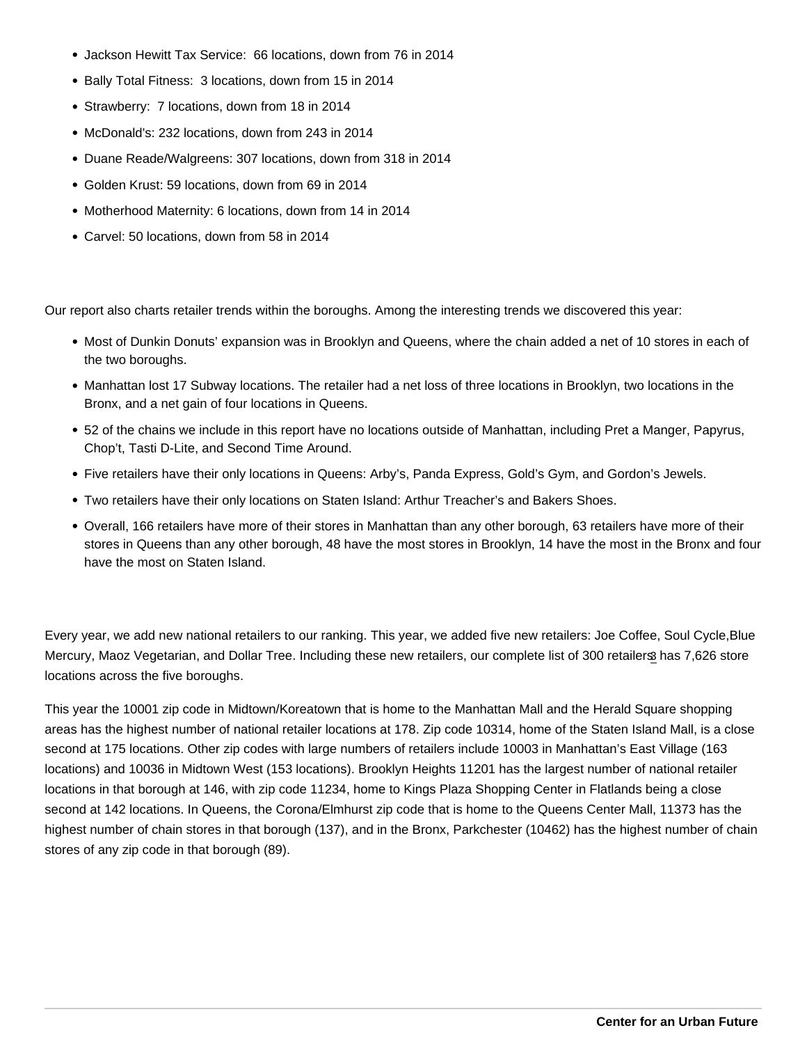- Jackson Hewitt Tax Service: 66 locations, down from 76 in 2014
- Bally Total Fitness: 3 locations, down from 15 in 2014
- Strawberry: 7 locations, down from 18 in 2014
- McDonald's: 232 locations, down from 243 in 2014
- Duane Reade/Walgreens: 307 locations, down from 318 in 2014
- Golden Krust: 59 locations, down from 69 in 2014
- Motherhood Maternity: 6 locations, down from 14 in 2014
- Carvel: 50 locations, down from 58 in 2014

Our report also charts retailer trends within the boroughs. Among the interesting trends we discovered this year:

- Most of Dunkin Donuts' expansion was in Brooklyn and Queens, where the chain added a net of 10 stores in each of the two boroughs.
- Manhattan lost 17 Subway locations. The retailer had a net loss of three locations in Brooklyn, two locations in the Bronx, and a net gain of four locations in Queens.
- 52 of the chains we include in this report have no locations outside of Manhattan, including Pret a Manger, Papyrus, Chop't, Tasti D-Lite, and Second Time Around.
- Five retailers have their only locations in Queens: Arby's, Panda Express, Gold's Gym, and Gordon's Jewels.
- Two retailers have their only locations on Staten Island: Arthur Treacher's and Bakers Shoes.
- Overall, 166 retailers have more of their stores in Manhattan than any other borough, 63 retailers have more of their stores in Queens than any other borough, 48 have the most stores in Brooklyn, 14 have the most in the Bronx and four have the most on Staten Island.

Every year, we add new national retailers to our ranking. This year, we added five new retailers: Joe Coffee, Soul Cycle,Blue Mercury, Maoz Vegetarian, and Dollar Tree. Including these new retailers, our complete list of 300 retailers[3] has 7,626 store locations across the five boroughs.

This year the 10001 zip code in Midtown/Koreatown that is home to the Manhattan Mall and the Herald Square shopping areas has the highest number of national retailer locations at 178. Zip code 10314, home of the Staten Island Mall, is a close second at 175 locations. Other zip codes with large numbers of retailers include 10003 in Manhattan's East Village (163 locations) and 10036 in Midtown West (153 locations). Brooklyn Heights 11201 has the largest number of national retailer locations in that borough at 146, with zip code 11234, home to Kings Plaza Shopping Center in Flatlands being a close second at 142 locations. In Queens, the Corona/Elmhurst zip code that is home to the Queens Center Mall, 11373 has the highest number of chain stores in that borough (137), and in the Bronx, Parkchester (10462) has the highest number of chain stores of any zip code in that borough (89).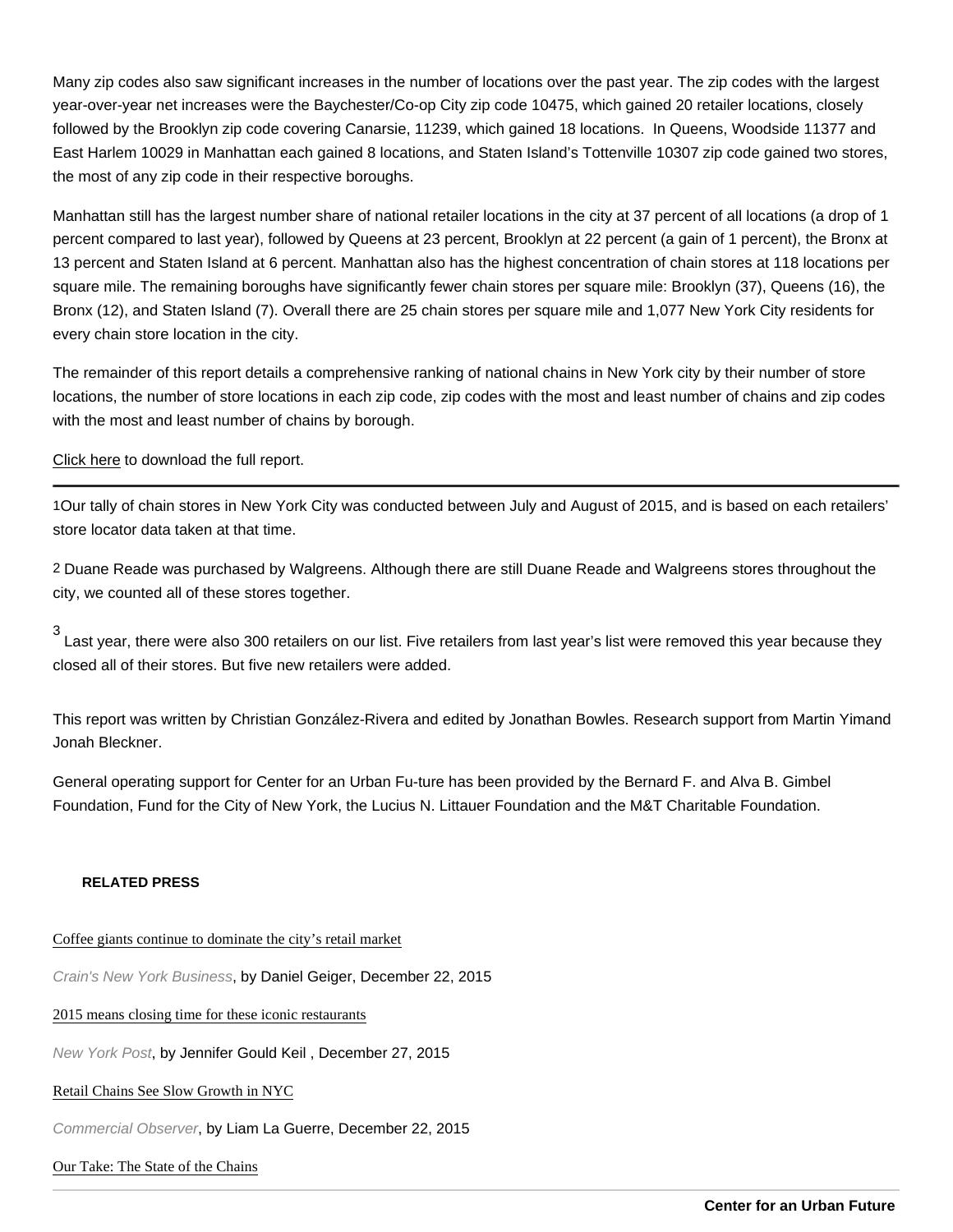Many zip codes also saw significant increases in the number of locations over the past year. The zip codes with the largest year-over-year net increases were the Baychester/Co-op City zip code 10475, which gained 20 retailer locations, closely followed by the Brooklyn zip code covering Canarsie, 11239, which gained 18 locations. In Queens, Woodside 11377 and East Harlem 10029 in Manhattan each gained 8 locations, and Staten Island's Tottenville 10307 zip code gained two stores, the most of any zip code in their respective boroughs.

Manhattan still has the largest number share of national retailer locations in the city at 37 percent of all locations (a drop of 1 percent compared to last year), followed by Queens at 23 percent, Brooklyn at 22 percent (a gain of 1 percent), the Bronx at 13 percent and Staten Island at 6 percent. Manhattan also has the highest concentration of chain stores at 118 locations per square mile. The remaining boroughs have significantly fewer chain stores per square mile: Brooklyn (37), Queens (16), the Bronx (12), and Staten Island (7). Overall there are 25 chain stores per square mile and 1,077 New York City residents for every chain store location in the city.

The remainder of this report details a comprehensive ranking of national chains in New York city by their number of store locations, the number of store locations in each zip code, zip codes with the most and least number of chains and zip codes with the most and least number of chains by borough.

Click here to download the full report.

---

[1]Our tally of chain stores in New York City was conducted between July and August of 2015, and is based on each retailers' store locator data taken at that time.

[2] Duane Reade was purchased by Walgreens. Although there are still Duane Reade and Walgreens stores throughout the city, we counted all of these stores together.

[3] Last year, there were also 300 retailers on our list. Five retailers from last year's list were removed this year because they closed all of their stores. But five new retailers were added.

This report was written by Christian González-Rivera and edited by Jonathan Bowles. Research support from Martin Yimand Jonah Bleckner.

General operating support for Center for an Urban Fu-ture has been provided by the Bernard F. and Alva B. Gimbel Foundation, Fund for the City of New York, the Lucius N. Littauer Foundation and the M&T Charitable Foundation.

**RELATED PRESS**

Coffee giants continue to dominate the city's retail market

*Crain's New York Business*, by Daniel Geiger, December 22, 2015

2015 means closing time for these iconic restaurants

*New York Post*, by Jennifer Gould Keil , December 27, 2015

Retail Chains See Slow Growth in NYC

*Commercial Observer*, by Liam La Guerre, December 22, 2015

Our Take: The State of the Chains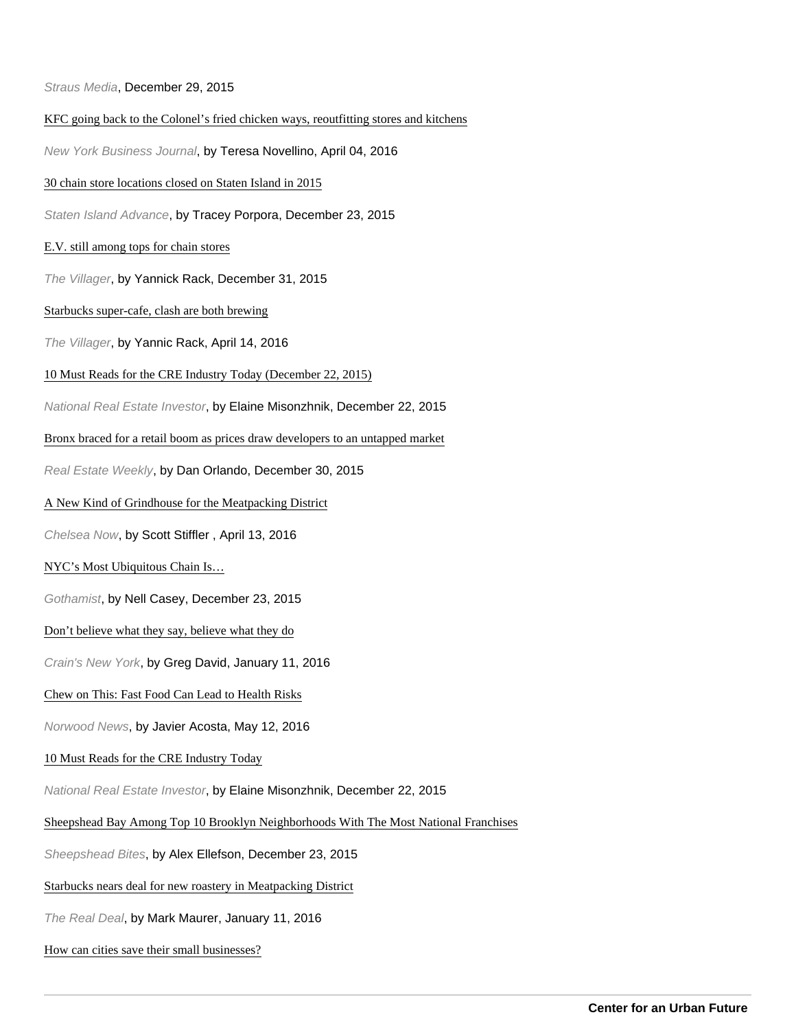*Straus Media*, December 29, 2015

KFC going back to the Colonel's fried chicken ways, reoutfitting stores and kitchens

*New York Business Journal*, by Teresa Novellino, April 04, 2016

30 chain store locations closed on Staten Island in 2015

*Staten Island Advance*, by Tracey Porpora, December 23, 2015

E.V. still among tops for chain stores

*The Villager*, by Yannick Rack, December 31, 2015

Starbucks super-cafe, clash are both brewing

*The Villager*, by Yannic Rack, April 14, 2016

10 Must Reads for the CRE Industry Today (December 22, 2015)

*National Real Estate Investor*, by Elaine Misonzhnik, December 22, 2015

Bronx braced for a retail boom as prices draw developers to an untapped market

*Real Estate Weekly*, by Dan Orlando, December 30, 2015

A New Kind of Grindhouse for the Meatpacking District

*Chelsea Now*, by Scott Stiffler , April 13, 2016

NYC's Most Ubiquitous Chain Is…

*Gothamist*, by Nell Casey, December 23, 2015

Don't believe what they say, believe what they do

*Crain's New York*, by Greg David, January 11, 2016

Chew on This: Fast Food Can Lead to Health Risks

*Norwood News*, by Javier Acosta, May 12, 2016

10 Must Reads for the CRE Industry Today

*National Real Estate Investor*, by Elaine Misonzhnik, December 22, 2015

Sheepshead Bay Among Top 10 Brooklyn Neighborhoods With The Most National Franchises

*Sheepshead Bites*, by Alex Ellefson, December 23, 2015

Starbucks nears deal for new roastery in Meatpacking District

*The Real Deal*, by Mark Maurer, January 11, 2016

How can cities save their small businesses?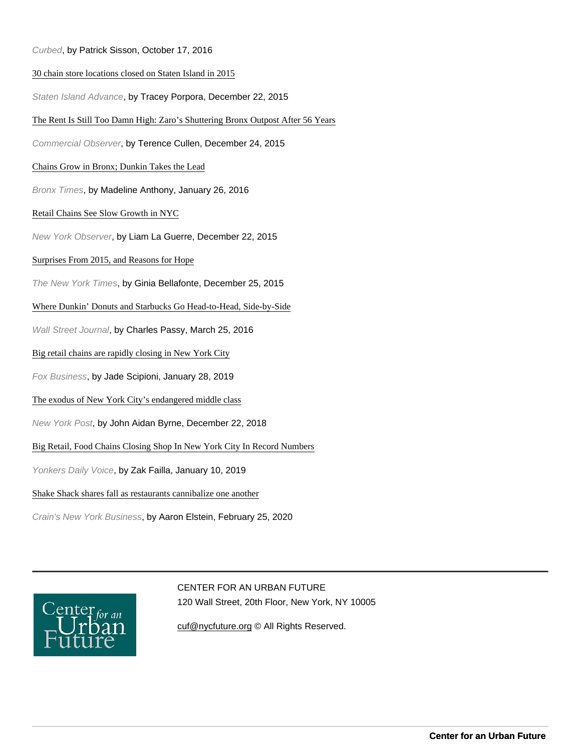*Curbed*, by Patrick Sisson, October 17, 2016

30 chain store locations closed on Staten Island in 2015

*Staten Island Advance*, by Tracey Porpora, December 22, 2015

The Rent Is Still Too Damn High: Zaro's Shuttering Bronx Outpost After 56 Years

*Commercial Observer*, by Terence Cullen, December 24, 2015

Chains Grow in Bronx; Dunkin Takes the Lead

*Bronx Times*, by Madeline Anthony, January 26, 2016

Retail Chains See Slow Growth in NYC

*New York Observer*, by Liam La Guerre, December 22, 2015

Surprises From 2015, and Reasons for Hope

*The New York Times*, by Ginia Bellafonte, December 25, 2015

Where Dunkin' Donuts and Starbucks Go Head-to-Head, Side-by-Side

*Wall Street Journal*, by Charles Passy, March 25, 2016

Big retail chains are rapidly closing in New York City

*Fox Business*, by Jade Scipioni, January 28, 2019

The exodus of New York City's endangered middle class

*New York Post*, by John Aidan Byrne, December 22, 2018

Big Retail, Food Chains Closing Shop In New York City In Record Numbers

*Yonkers Daily Voice*, by Zak Failla, January 10, 2019

Shake Shack shares fall as restaurants cannibalize one another

*Crain's New York Business*, by Aaron Elstein, February 25, 2020

---

Center for an Urban Future

CENTER FOR AN URBAN FUTURE
120 Wall Street, 20th Floor, New York, NY 10005

cuf@nycfuture.org © All Rights Reserved.